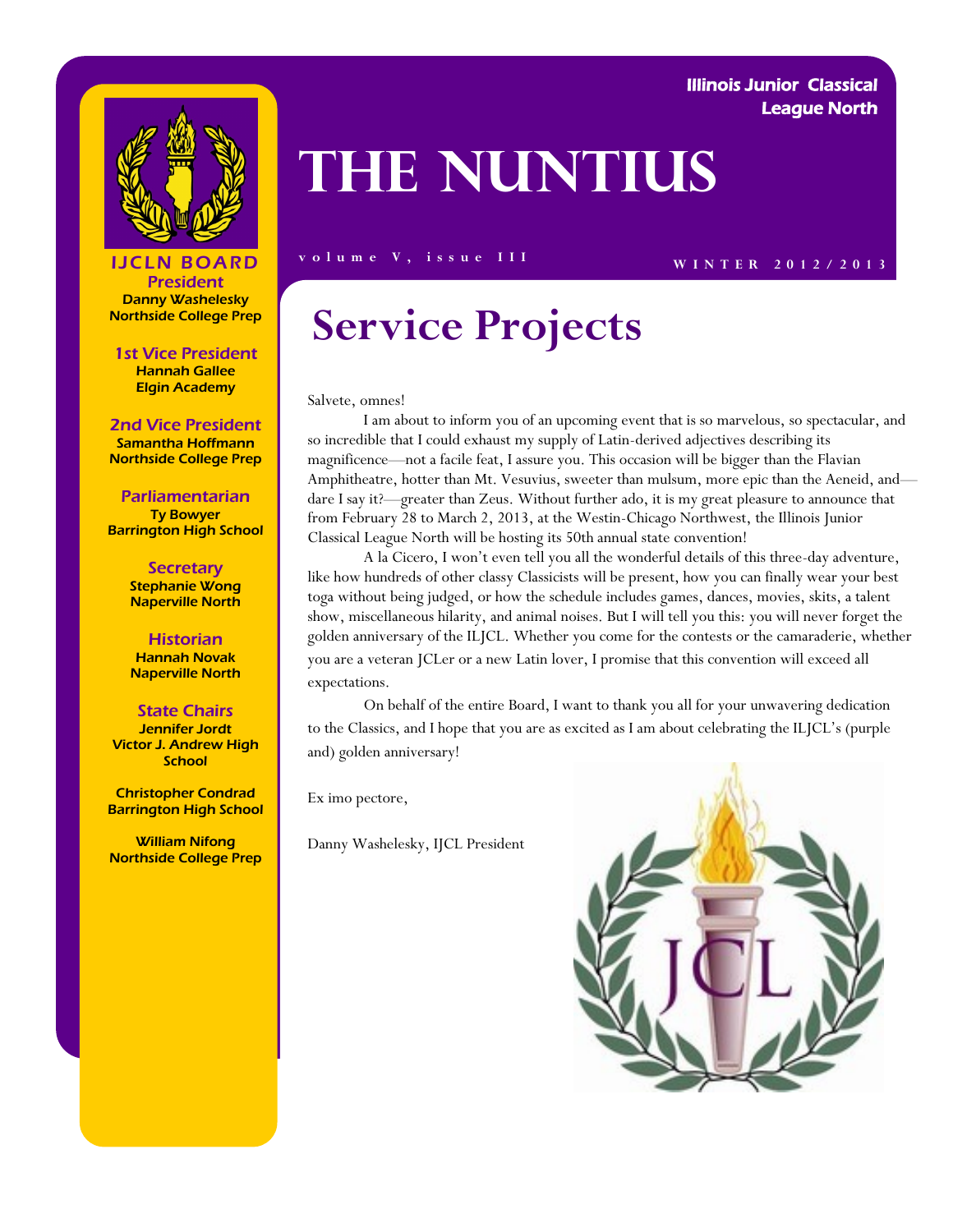Illinois Junior Classical League North

# The Nuntius

volume V, issue III

WINTER 2012/2013

**IJCLN BOARD**

**President**
Danny Washelesky
Northside College Prep

**1st Vice President**
Hannah Gallee
Elgin Academy

**2nd Vice President**
Samantha Hoffmann
Northside College Prep

**Parliamentarian**
Ty Bowyer
Barrington High School

**Secretary**
Stephanie Wong
Naperville North

**Historian**
Hannah Novak
Naperville North

**State Chairs**
Jennifer Jordt
Victor J. Andrew High School

Christopher Condrad
Barrington High School

William Nifong
Northside College Prep

## Service Projects

Salvete, omnes!

I am about to inform you of an upcoming event that is so marvelous, so spectacular, and so incredible that I could exhaust my supply of Latin-derived adjectives describing its magnificence—not a facile feat, I assure you. This occasion will be bigger than the Flavian Amphitheatre, hotter than Mt. Vesuvius, sweeter than mulsum, more epic than the Aeneid, and—dare I say it?—greater than Zeus. Without further ado, it is my great pleasure to announce that from February 28 to March 2, 2013, at the Westin-Chicago Northwest, the Illinois Junior Classical League North will be hosting its 50th annual state convention!

A la Cicero, I won't even tell you all the wonderful details of this three-day adventure, like how hundreds of other classy Classicists will be present, how you can finally wear your best toga without being judged, or how the schedule includes games, dances, movies, skits, a talent show, miscellaneous hilarity, and animal noises. But I will tell you this: you will never forget the golden anniversary of the ILJCL. Whether you come for the contests or the camaraderie, whether you are a veteran JCLer or a new Latin lover, I promise that this convention will exceed all expectations.

On behalf of the entire Board, I want to thank you all for your unwavering dedication to the Classics, and I hope that you are as excited as I am about celebrating the ILJCL's (purple and) golden anniversary!

Ex imo pectore,

Danny Washelesky, IJCL President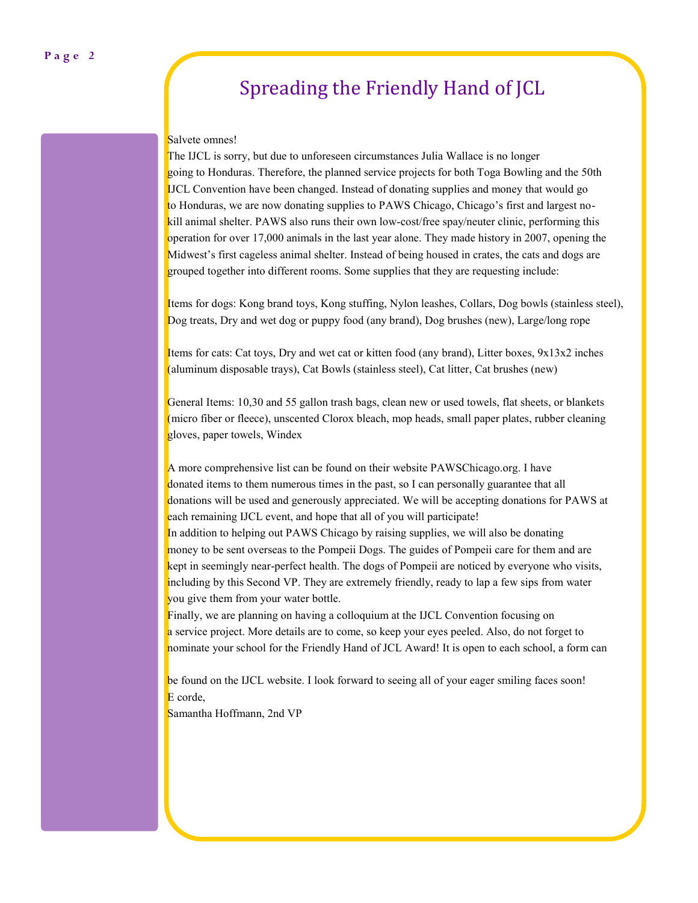# Spreading the Friendly Hand of JCL

Salvete omnes!

The IJCL is sorry, but due to unforeseen circumstances Julia Wallace is no longer going to Honduras. Therefore, the planned service projects for both Toga Bowling and the 50th IJCL Convention have been changed. Instead of donating supplies and money that would go to Honduras, we are now donating supplies to PAWS Chicago, Chicago's first and largest no-kill animal shelter. PAWS also runs their own low-cost/free spay/neuter clinic, performing this operation for over 17,000 animals in the last year alone. They made history in 2007, opening the Midwest's first cageless animal shelter. Instead of being housed in crates, the cats and dogs are grouped together into different rooms. Some supplies that they are requesting include:

Items for dogs: Kong brand toys, Kong stuffing, Nylon leashes, Collars, Dog bowls (stainless steel), Dog treats, Dry and wet dog or puppy food (any brand), Dog brushes (new), Large/long rope

Items for cats: Cat toys, Dry and wet cat or kitten food (any brand), Litter boxes, 9x13x2 inches (aluminum disposable trays), Cat Bowls (stainless steel), Cat litter, Cat brushes (new)

General Items: 10,30 and 55 gallon trash bags, clean new or used towels, flat sheets, or blankets (micro fiber or fleece), unscented Clorox bleach, mop heads, small paper plates, rubber cleaning gloves, paper towels, Windex

A more comprehensive list can be found on their website PAWSChicago.org. I have donated items to them numerous times in the past, so I can personally guarantee that all donations will be used and generously appreciated. We will be accepting donations for PAWS at each remaining IJCL event, and hope that all of you will participate!

In addition to helping out PAWS Chicago by raising supplies, we will also be donating money to be sent overseas to the Pompeii Dogs. The guides of Pompeii care for them and are kept in seemingly near-perfect health. The dogs of Pompeii are noticed by everyone who visits, including by this Second VP. They are extremely friendly, ready to lap a few sips from water you give them from your water bottle.

Finally, we are planning on having a colloquium at the IJCL Convention focusing on a service project. More details are to come, so keep your eyes peeled. Also, do not forget to nominate your school for the Friendly Hand of JCL Award! It is open to each school, a form can be found on the IJCL website. I look forward to seeing all of your eager smiling faces soon!

E corde,

Samantha Hoffmann, 2nd VP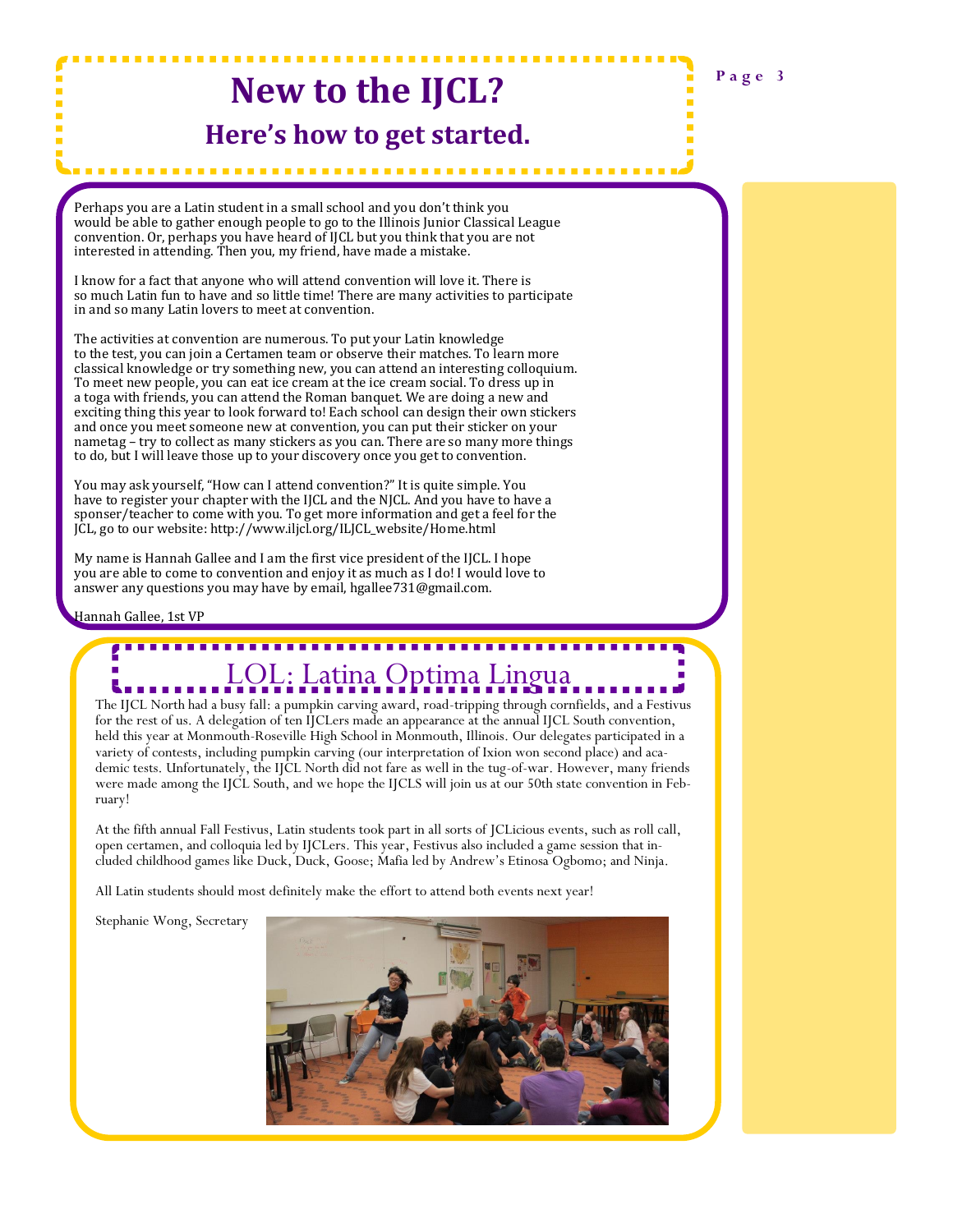# New to the IJCL?

## Here's how to get started.

Perhaps you are a Latin student in a small school and you don't think you would be able to gather enough people to go to the Illinois Junior Classical League convention. Or, perhaps you have heard of IJCL but you think that you are not interested in attending. Then you, my friend, have made a mistake.

I know for a fact that anyone who will attend convention will love it. There is so much Latin fun to have and so little time! There are many activities to participate in and so many Latin lovers to meet at convention.

The activities at convention are numerous. To put your Latin knowledge to the test, you can join a Certamen team or observe their matches. To learn more classical knowledge or try something new, you can attend an interesting colloquium. To meet new people, you can eat ice cream at the ice cream social. To dress up in a toga with friends, you can attend the Roman banquet. We are doing a new and exciting thing this year to look forward to! Each school can design their own stickers and once you meet someone new at convention, you can put their sticker on your nametag – try to collect as many stickers as you can. There are so many more things to do, but I will leave those up to your discovery once you get to convention.

You may ask yourself, "How can I attend convention?" It is quite simple. You have to register your chapter with the IJCL and the NJCL. And you have to have a sponser/teacher to come with you. To get more information and get a feel for the JCL, go to our website: http://www.iljcl.org/ILJCL_website/Home.html

My name is Hannah Gallee and I am the first vice president of the IJCL. I hope you are able to come to convention and enjoy it as much as I do! I would love to answer any questions you may have by email, hgallee731@gmail.com.

Hannah Gallee, 1st VP

## LOL: Latina Optima Lingua

The IJCL North had a busy fall: a pumpkin carving award, road-tripping through cornfields, and a Festivus for the rest of us. A delegation of ten IJCLers made an appearance at the annual IJCL South convention, held this year at Monmouth-Roseville High School in Monmouth, Illinois. Our delegates participated in a variety of contests, including pumpkin carving (our interpretation of Ixion won second place) and academic tests. Unfortunately, the IJCL North did not fare as well in the tug-of-war. However, many friends were made among the IJCL South, and we hope the IJCLS will join us at our 50th state convention in February!

At the fifth annual Fall Festivus, Latin students took part in all sorts of JCLicious events, such as roll call, open certamen, and colloquia led by IJCLers. This year, Festivus also included a game session that included childhood games like Duck, Duck, Goose; Mafia led by Andrew's Etinosa Ogbomo; and Ninja.

All Latin students should most definitely make the effort to attend both events next year!

Stephanie Wong, Secretary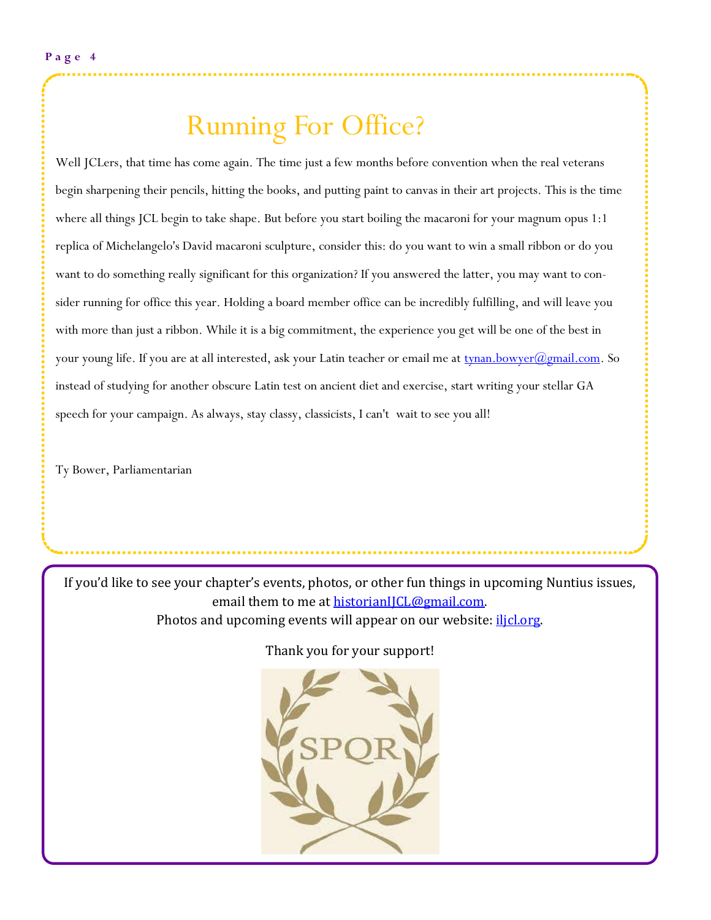# Running For Office?

Well JCLers, that time has come again. The time just a few months before convention when the real veterans begin sharpening their pencils, hitting the books, and putting paint to canvas in their art projects. This is the time where all things JCL begin to take shape. But before you start boiling the macaroni for your magnum opus 1:1 replica of Michelangelo's David macaroni sculpture, consider this: do you want to win a small ribbon or do you want to do something really significant for this organization? If you answered the latter, you may want to consider running for office this year. Holding a board member office can be incredibly fulfilling, and will leave you with more than just a ribbon. While it is a big commitment, the experience you get will be one of the best in your young life. If you are at all interested, ask your Latin teacher or email me at tynan.bowyer@gmail.com. So instead of studying for another obscure Latin test on ancient diet and exercise, start writing your stellar GA speech for your campaign. As always, stay classy, classicists, I can't wait to see you all!

Ty Bower, Parliamentarian

If you'd like to see your chapter's events, photos, or other fun things in upcoming Nuntius issues, email them to me at historianIJCL@gmail.com.
Photos and upcoming events will appear on our website: iljcl.org.

Thank you for your support!

SPQR